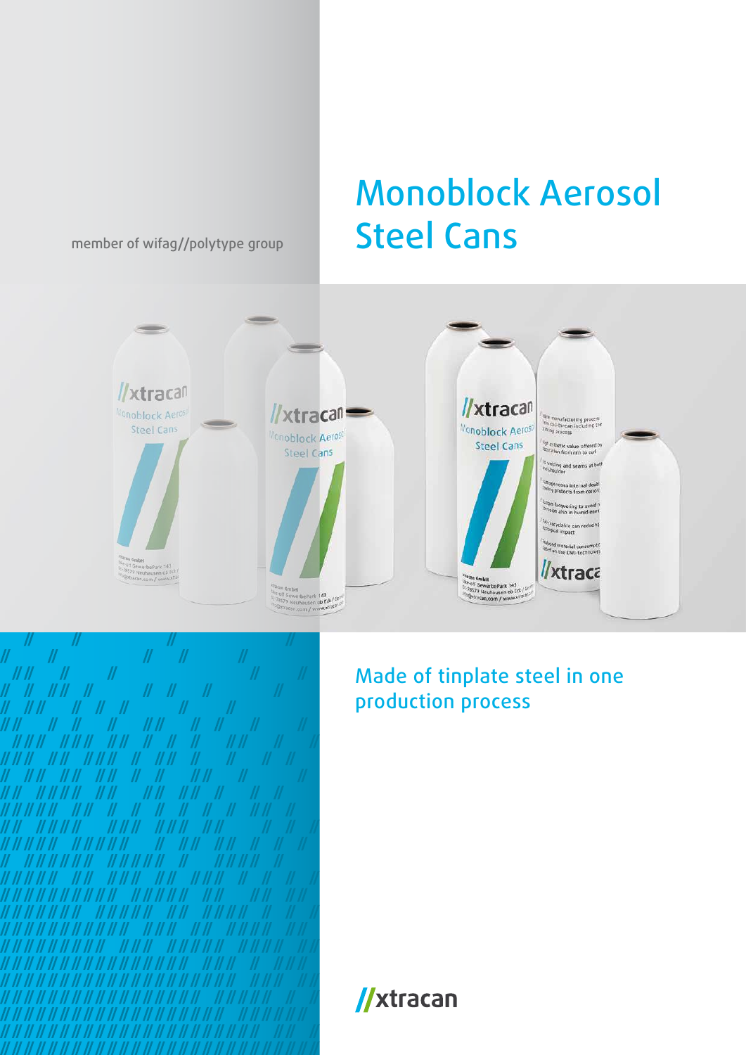member of wifag//polytype group

# Monoblock Aerosol Steel Cans

## Made of tinplate steel in one production process

//xtracan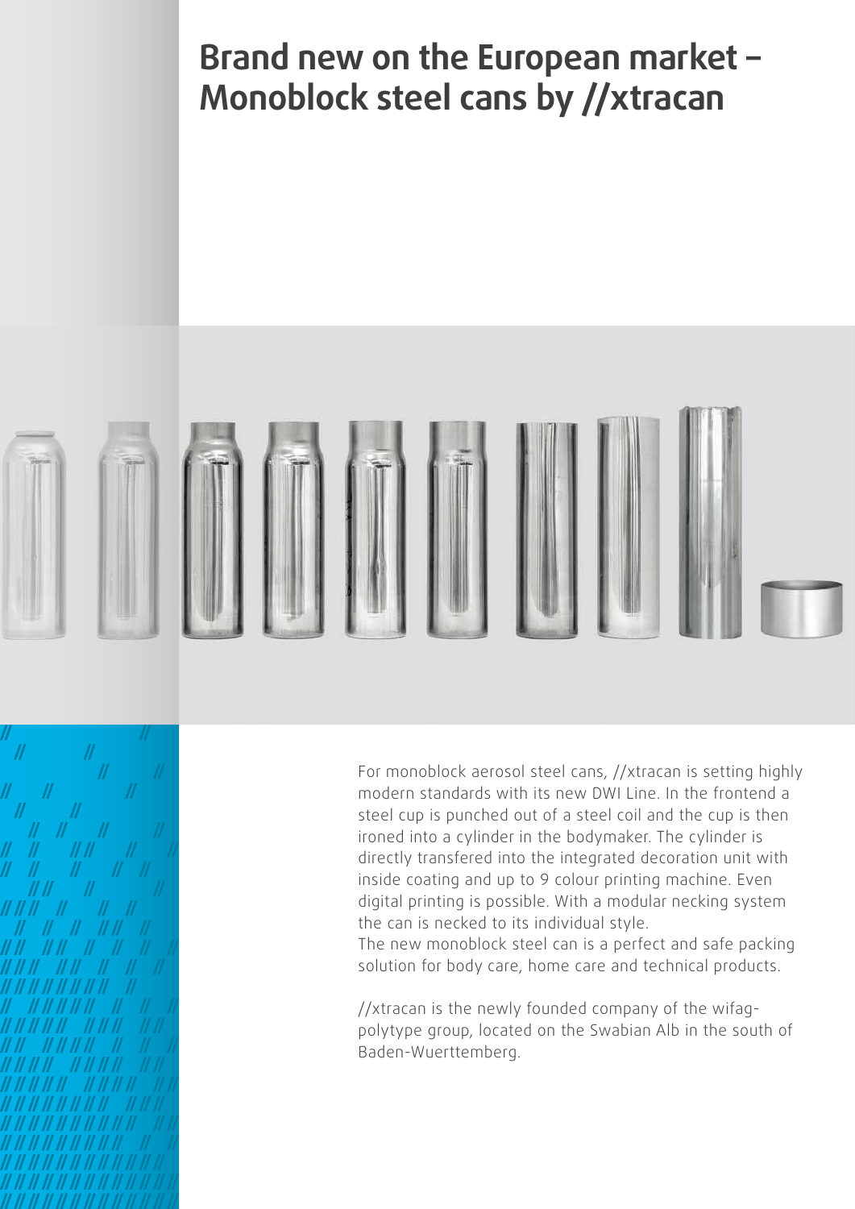# Brand new on the European market – Monoblock steel cans by //xtracan

For monoblock aerosol steel cans, //xtracan is setting highly modern standards with its new DWI Line. In the frontend a steel cup is punched out of a steel coil and the cup is then ironed into a cylinder in the bodymaker. The cylinder is directly transfered into the integrated decoration unit with inside coating and up to 9 colour printing machine. Even digital printing is possible. With a modular necking system the can is necked to its individual style.
The new monoblock steel can is a perfect and safe packing solution for body care, home care and technical products.

//xtracan is the newly founded company of the wifag-polytype group, located on the Swabian Alb in the south of Baden-Wuerttemberg.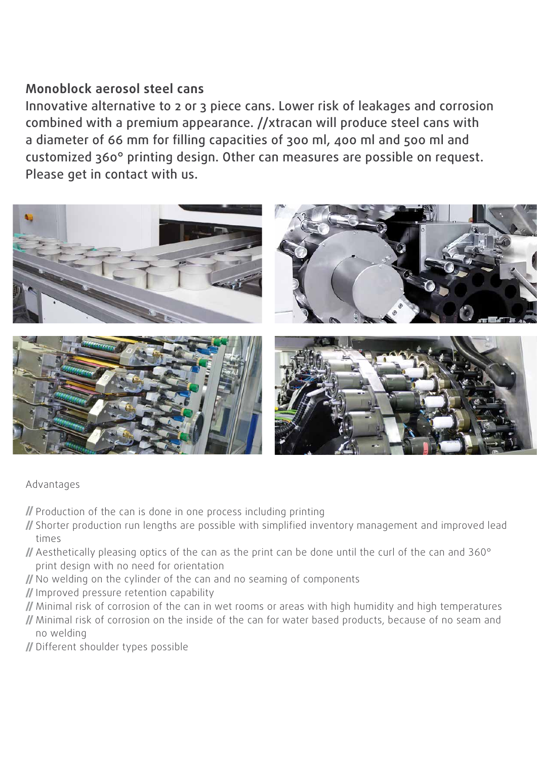## Monoblock aerosol steel cans

Innovative alternative to 2 or 3 piece cans. Lower risk of leakages and corrosion combined with a premium appearance. //xtracan will produce steel cans with a diameter of 66 mm for filling capacities of 300 ml, 400 ml and 500 ml and customized 360° printing design. Other can measures are possible on request. Please get in contact with us.

Advantages

// Production of the can is done in one process including printing
// Shorter production run lengths are possible with simplified inventory management and improved lead times
// Aesthetically pleasing optics of the can as the print can be done until the curl of the can and 360° print design with no need for orientation
// No welding on the cylinder of the can and no seaming of components
// Improved pressure retention capability
// Minimal risk of corrosion of the can in wet rooms or areas with high humidity and high temperatures
// Minimal risk of corrosion on the inside of the can for water based products, because of no seam and no welding
// Different shoulder types possible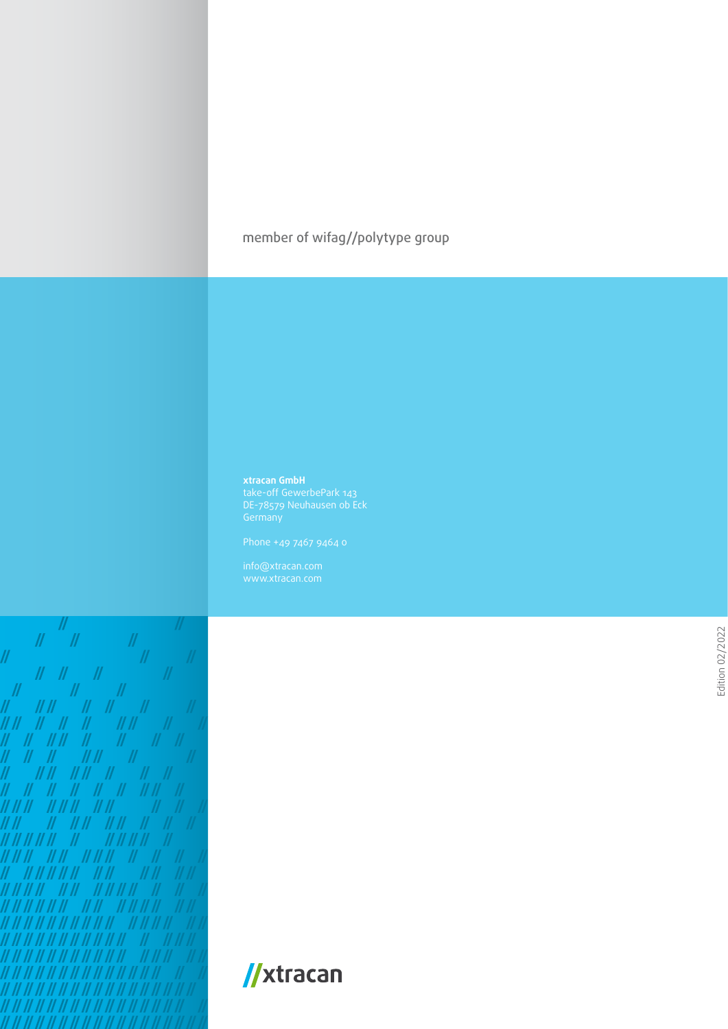member of wifag//polytype group

**xtracan GmbH**
take-off GewerbePark 143
DE-78579 Neuhausen ob Eck
Germany

Phone +49 7467 9464 0

info@xtracan.com
www.xtracan.com

Edition 02/2022

//xtracan